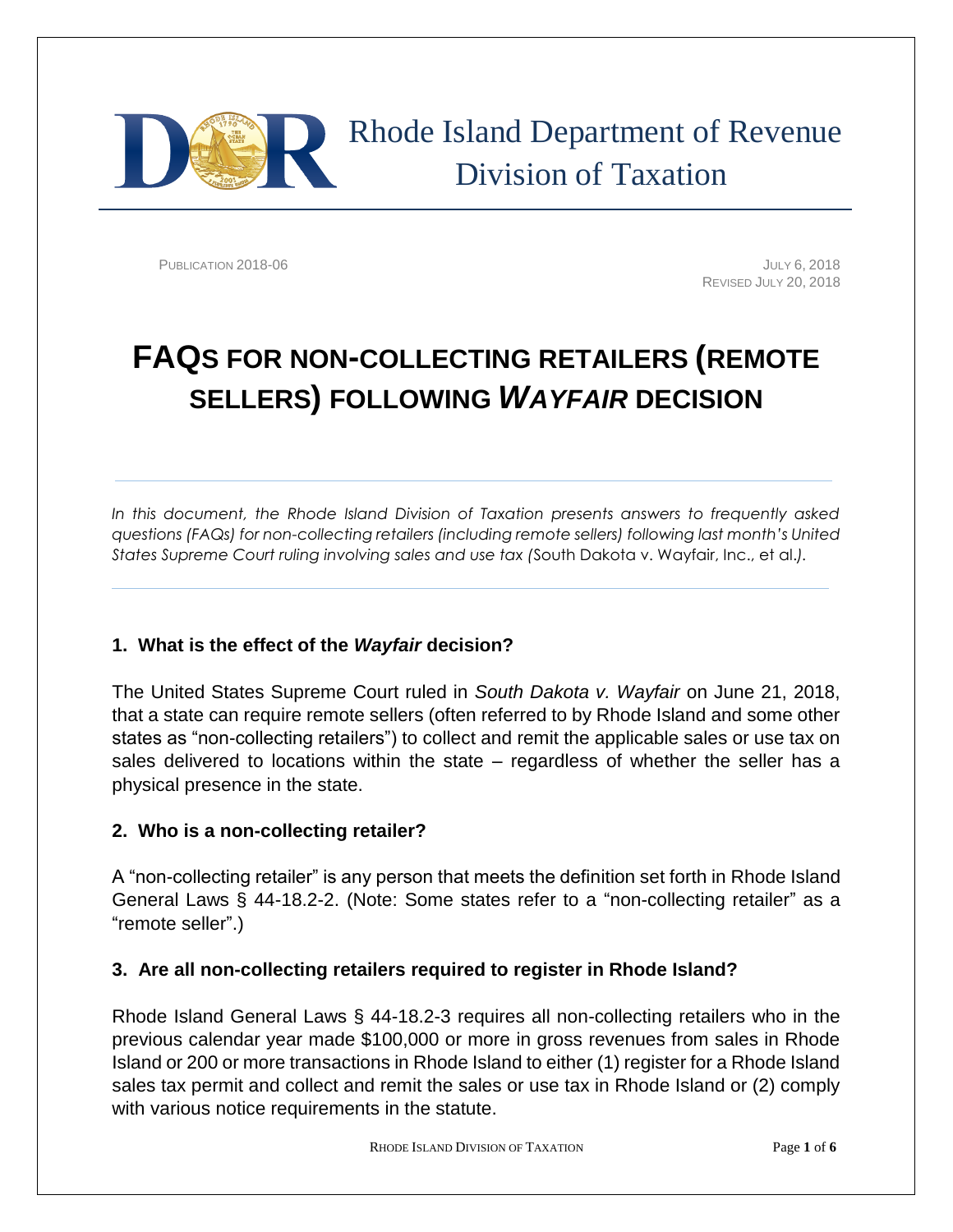Rhode Island Department of Revenue
Division of Taxation

PUBLICATION 2018-06

JULY 6, 2018
REVISED JULY 20, 2018

# FAQS FOR NON-COLLECTING RETAILERS (REMOTE SELLERS) FOLLOWING *WAYFAIR* DECISION

*In this document, the Rhode Island Division of Taxation presents answers to frequently asked questions (FAQs) for non-collecting retailers (including remote sellers) following last month's United States Supreme Court ruling involving sales and use tax (*South Dakota v. Wayfair, Inc., et al.*).*

### 1. What is the effect of the *Wayfair* decision?

The United States Supreme Court ruled in *South Dakota v. Wayfair* on June 21, 2018, that a state can require remote sellers (often referred to by Rhode Island and some other states as "non-collecting retailers") to collect and remit the applicable sales or use tax on sales delivered to locations within the state – regardless of whether the seller has a physical presence in the state.

### 2. Who is a non-collecting retailer?

A "non-collecting retailer" is any person that meets the definition set forth in Rhode Island General Laws § 44-18.2-2. (Note: Some states refer to a "non-collecting retailer" as a "remote seller".)

### 3. Are all non-collecting retailers required to register in Rhode Island?

Rhode Island General Laws § 44-18.2-3 requires all non-collecting retailers who in the previous calendar year made $100,000 or more in gross revenues from sales in Rhode Island or 200 or more transactions in Rhode Island to either (1) register for a Rhode Island sales tax permit and collect and remit the sales or use tax in Rhode Island or (2) comply with various notice requirements in the statute.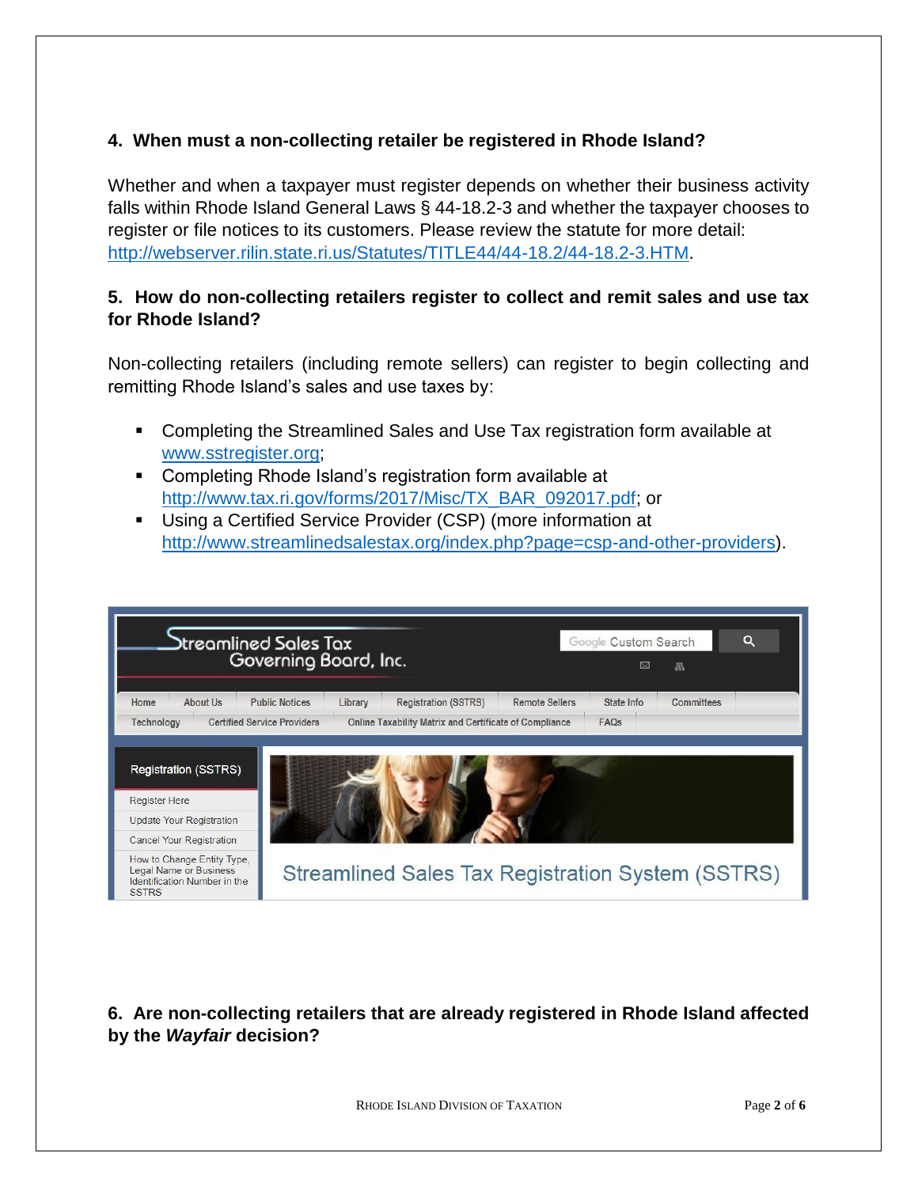### 4. When must a non-collecting retailer be registered in Rhode Island?

Whether and when a taxpayer must register depends on whether their business activity falls within Rhode Island General Laws § 44-18.2-3 and whether the taxpayer chooses to register or file notices to its customers. Please review the statute for more detail: http://webserver.rilin.state.ri.us/Statutes/TITLE44/44-18.2/44-18.2-3.HTM.

### 5. How do non-collecting retailers register to collect and remit sales and use tax for Rhode Island?

Non-collecting retailers (including remote sellers) can register to begin collecting and remitting Rhode Island's sales and use taxes by:

- Completing the Streamlined Sales and Use Tax registration form available at www.sstregister.org;
- Completing Rhode Island's registration form available at http://www.tax.ri.gov/forms/2017/Misc/TX_BAR_092017.pdf; or
- Using a Certified Service Provider (CSP) (more information at http://www.streamlinedsalestax.org/index.php?page=csp-and-other-providers).

### 6. Are non-collecting retailers that are already registered in Rhode Island affected by the *Wayfair* decision?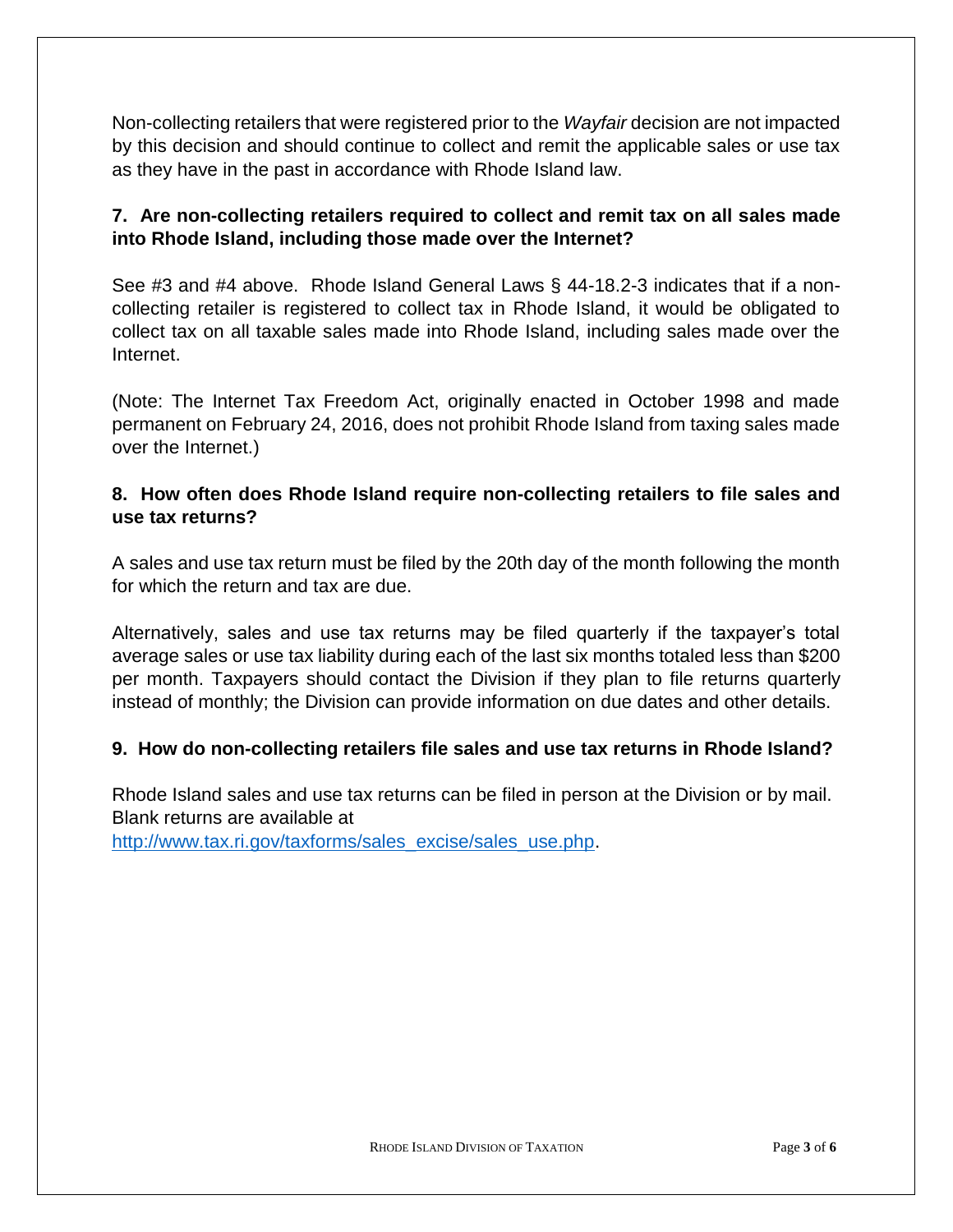Non-collecting retailers that were registered prior to the *Wayfair* decision are not impacted by this decision and should continue to collect and remit the applicable sales or use tax as they have in the past in accordance with Rhode Island law.

### 7. Are non-collecting retailers required to collect and remit tax on all sales made into Rhode Island, including those made over the Internet?

See #3 and #4 above. Rhode Island General Laws § 44-18.2-3 indicates that if a non-collecting retailer is registered to collect tax in Rhode Island, it would be obligated to collect tax on all taxable sales made into Rhode Island, including sales made over the Internet.

(Note: The Internet Tax Freedom Act, originally enacted in October 1998 and made permanent on February 24, 2016, does not prohibit Rhode Island from taxing sales made over the Internet.)

### 8. How often does Rhode Island require non-collecting retailers to file sales and use tax returns?

A sales and use tax return must be filed by the 20th day of the month following the month for which the return and tax are due.

Alternatively, sales and use tax returns may be filed quarterly if the taxpayer's total average sales or use tax liability during each of the last six months totaled less than $200 per month. Taxpayers should contact the Division if they plan to file returns quarterly instead of monthly; the Division can provide information on due dates and other details.

### 9. How do non-collecting retailers file sales and use tax returns in Rhode Island?

Rhode Island sales and use tax returns can be filed in person at the Division or by mail. Blank returns are available at [http://www.tax.ri.gov/taxforms/sales_excise/sales_use.php](http://www.tax.ri.gov/taxforms/sales_excise/sales_use.php).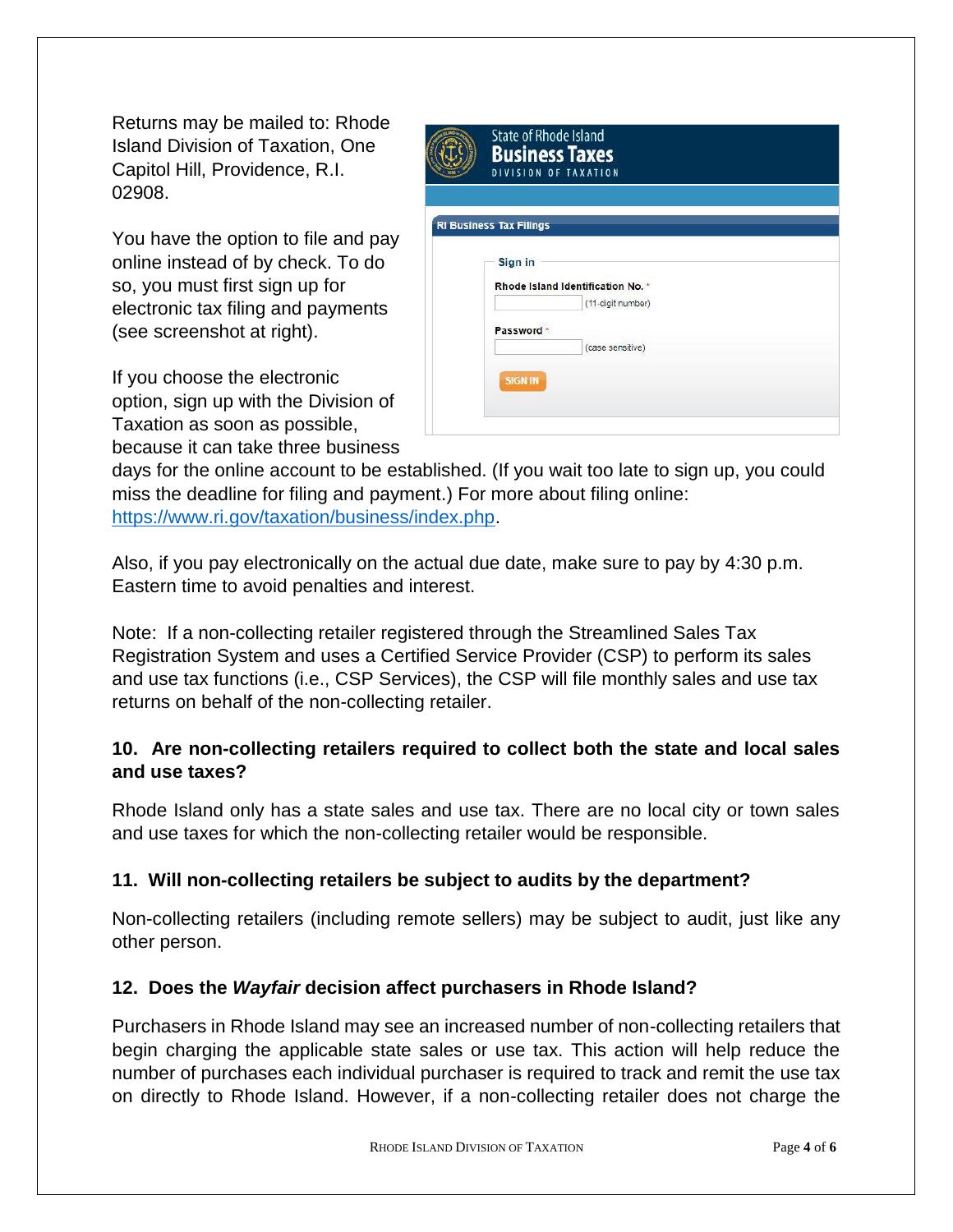Returns may be mailed to: Rhode Island Division of Taxation, One Capitol Hill, Providence, R.I. 02908.

You have the option to file and pay online instead of by check. To do so, you must first sign up for electronic tax filing and payments (see screenshot at right).

If you choose the electronic option, sign up with the Division of Taxation as soon as possible, because it can take three business days for the online account to be established. (If you wait too late to sign up, you could miss the deadline for filing and payment.) For more about filing online: https://www.ri.gov/taxation/business/index.php.

Also, if you pay electronically on the actual due date, make sure to pay by 4:30 p.m. Eastern time to avoid penalties and interest.

Note: If a non-collecting retailer registered through the Streamlined Sales Tax Registration System and uses a Certified Service Provider (CSP) to perform its sales and use tax functions (i.e., CSP Services), the CSP will file monthly sales and use tax returns on behalf of the non-collecting retailer.

### 10. Are non-collecting retailers required to collect both the state and local sales and use taxes?

Rhode Island only has a state sales and use tax. There are no local city or town sales and use taxes for which the non-collecting retailer would be responsible.

### 11. Will non-collecting retailers be subject to audits by the department?

Non-collecting retailers (including remote sellers) may be subject to audit, just like any other person.

### 12. Does the *Wayfair* decision affect purchasers in Rhode Island?

Purchasers in Rhode Island may see an increased number of non-collecting retailers that begin charging the applicable state sales or use tax. This action will help reduce the number of purchases each individual purchaser is required to track and remit the use tax on directly to Rhode Island. However, if a non-collecting retailer does not charge the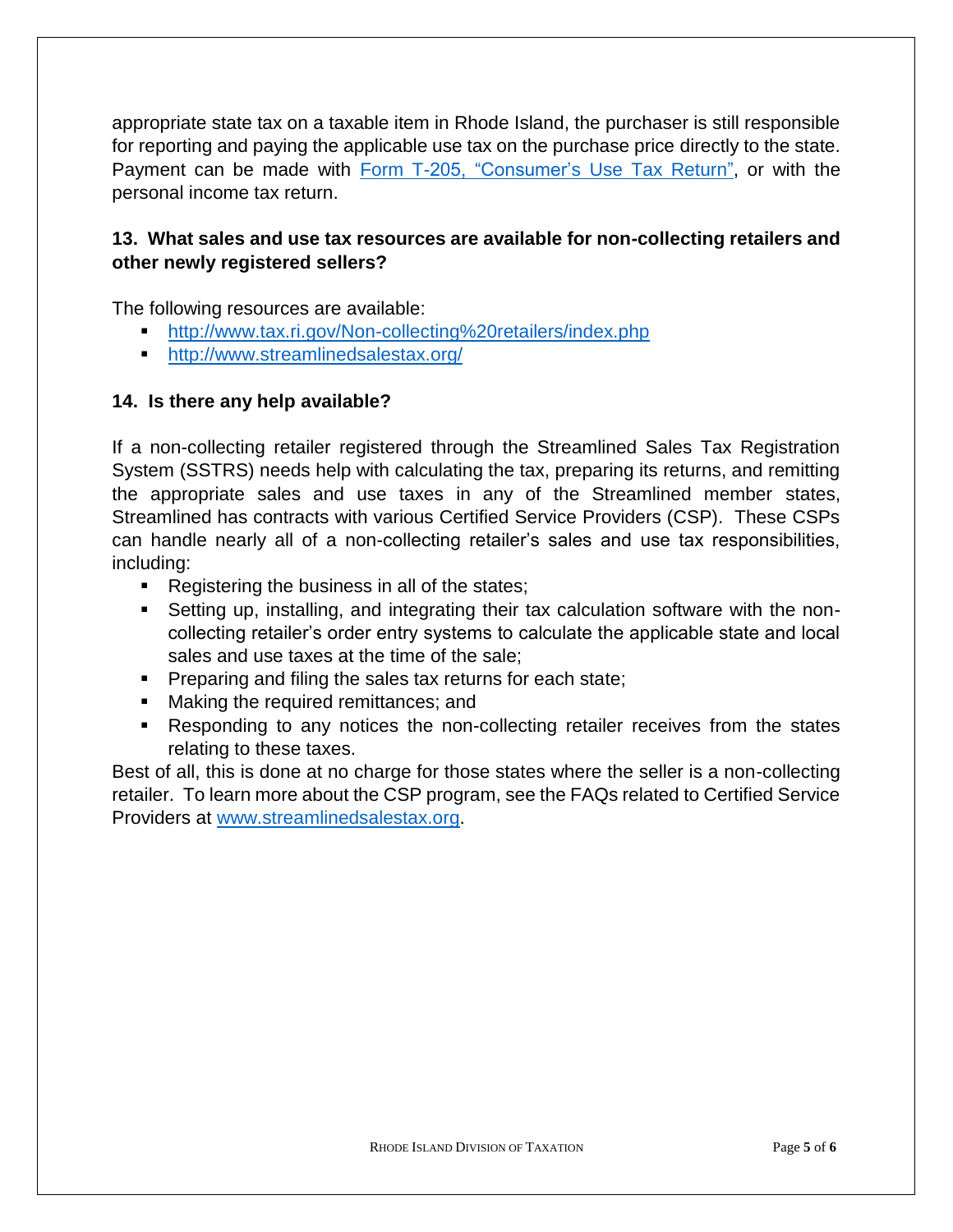appropriate state tax on a taxable item in Rhode Island, the purchaser is still responsible for reporting and paying the applicable use tax on the purchase price directly to the state. Payment can be made with [Form T-205, "Consumer's Use Tax Return"](), or with the personal income tax return.

### 13. What sales and use tax resources are available for non-collecting retailers and other newly registered sellers?

The following resources are available:

- [http://www.tax.ri.gov/Non-collecting%20retailers/index.php](http://www.tax.ri.gov/Non-collecting%20retailers/index.php)
- [http://www.streamlinedsalestax.org/](http://www.streamlinedsalestax.org/)

### 14. Is there any help available?

If a non-collecting retailer registered through the Streamlined Sales Tax Registration System (SSTRS) needs help with calculating the tax, preparing its returns, and remitting the appropriate sales and use taxes in any of the Streamlined member states, Streamlined has contracts with various Certified Service Providers (CSP). These CSPs can handle nearly all of a non-collecting retailer's sales and use tax responsibilities, including:

- Registering the business in all of the states;
- Setting up, installing, and integrating their tax calculation software with the non-collecting retailer's order entry systems to calculate the applicable state and local sales and use taxes at the time of the sale;
- Preparing and filing the sales tax returns for each state;
- Making the required remittances; and
- Responding to any notices the non-collecting retailer receives from the states relating to these taxes.

Best of all, this is done at no charge for those states where the seller is a non-collecting retailer. To learn more about the CSP program, see the FAQs related to Certified Service Providers at [www.streamlinedsalestax.org](http://www.streamlinedsalestax.org).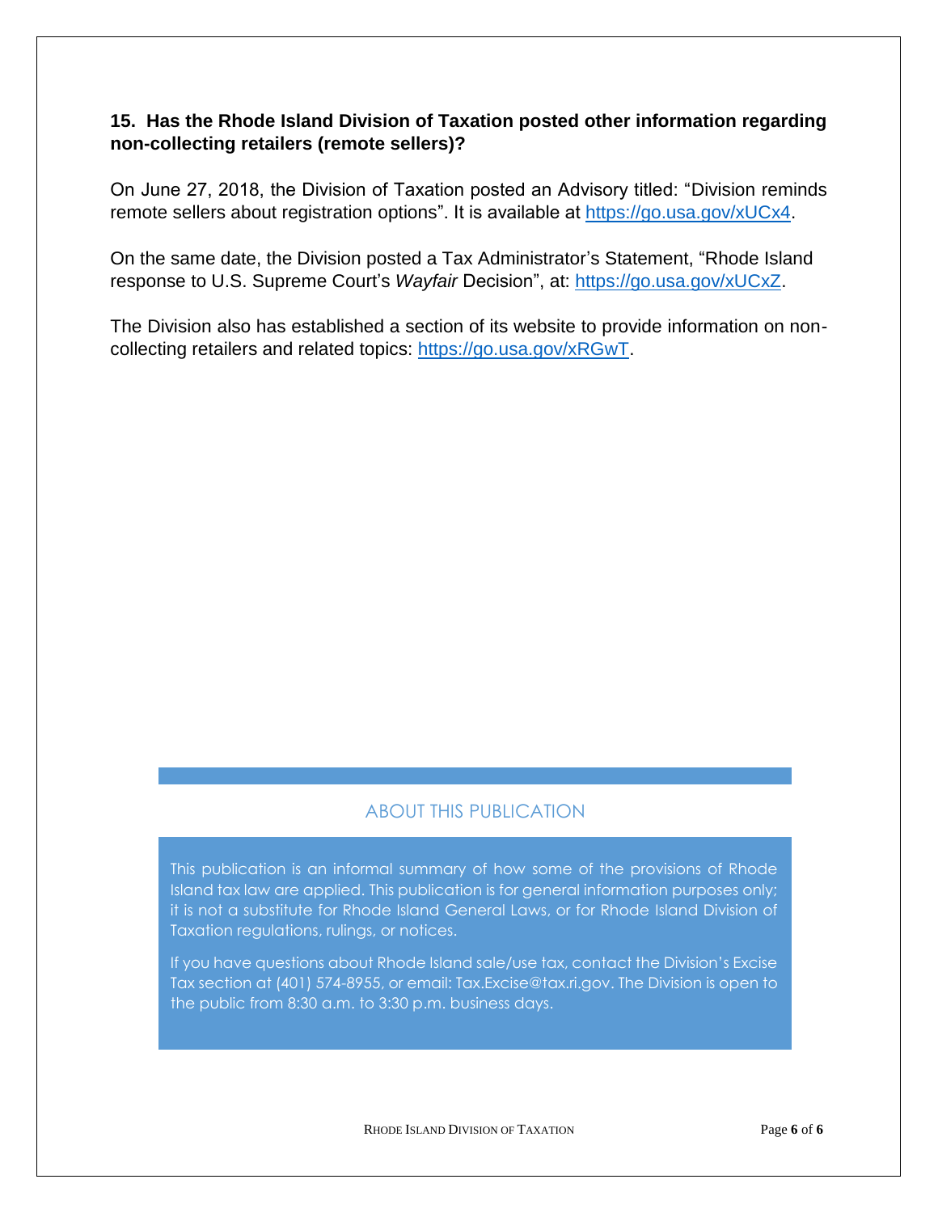**15. Has the Rhode Island Division of Taxation posted other information regarding non-collecting retailers (remote sellers)?**

On June 27, 2018, the Division of Taxation posted an Advisory titled: "Division reminds remote sellers about registration options". It is available at https://go.usa.gov/xUCx4.

On the same date, the Division posted a Tax Administrator's Statement, "Rhode Island response to U.S. Supreme Court's *Wayfair* Decision", at: https://go.usa.gov/xUCxZ.

The Division also has established a section of its website to provide information on non-collecting retailers and related topics: https://go.usa.gov/xRGwT.

## ABOUT THIS PUBLICATION

This publication is an informal summary of how some of the provisions of Rhode Island tax law are applied. This publication is for general information purposes only; it is not a substitute for Rhode Island General Laws, or for Rhode Island Division of Taxation regulations, rulings, or notices.

If you have questions about Rhode Island sale/use tax, contact the Division's Excise Tax section at (401) 574-8955, or email: Tax.Excise@tax.ri.gov. The Division is open to the public from 8:30 a.m. to 3:30 p.m. business days.